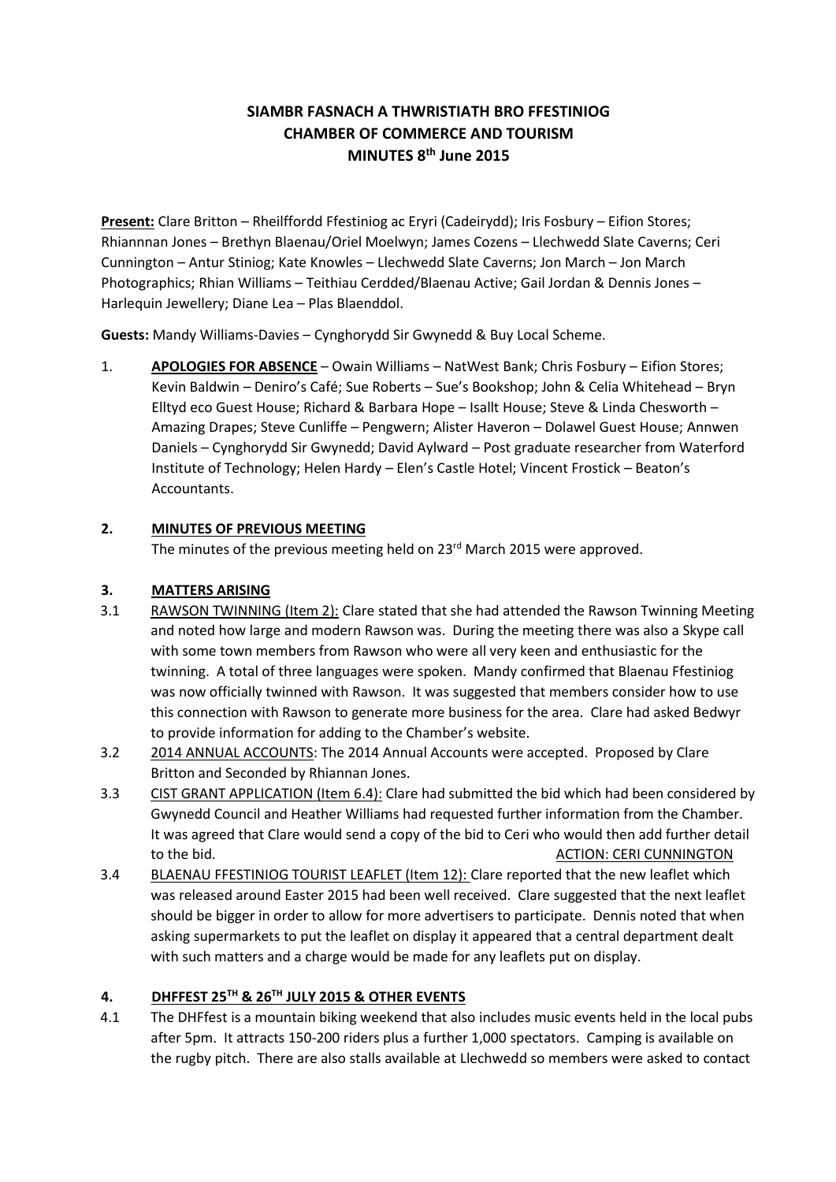**SIAMBR FASNACH A THWRISTIATH BRO FFESTINIOG**
**CHAMBER OF COMMERCE AND TOURISM**
**MINUTES 8th June 2015**

**Present:** Clare Britton – Rheilffordd Ffestiniog ac Eryri (Cadeirydd); Iris Fosbury – Eifion Stores; Rhiannnan Jones – Brethyn Blaenau/Oriel Moelwyn; James Cozens – Llechwedd Slate Caverns; Ceri Cunnington – Antur Stiniog; Kate Knowles – Llechwedd Slate Caverns; Jon March – Jon March Photographics; Rhian Williams – Teithiau Cerdded/Blaenau Active; Gail Jordan & Dennis Jones – Harlequin Jewellery; Diane Lea – Plas Blaenddol.

**Guests:** Mandy Williams-Davies – Cynghorydd Sir Gwynedd & Buy Local Scheme.

1. **APOLOGIES FOR ABSENCE** – Owain Williams – NatWest Bank; Chris Fosbury – Eifion Stores; Kevin Baldwin – Deniro's Café; Sue Roberts – Sue's Bookshop; John & Celia Whitehead – Bryn Elltyd eco Guest House; Richard & Barbara Hope – Isallt House; Steve & Linda Chesworth – Amazing Drapes; Steve Cunliffe – Pengwern; Alister Haveron – Dolawel Guest House; Annwen Daniels – Cynghorydd Sir Gwynedd; David Aylward – Post graduate researcher from Waterford Institute of Technology; Helen Hardy – Elen's Castle Hotel; Vincent Frostick – Beaton's Accountants.

**2. MINUTES OF PREVIOUS MEETING**

The minutes of the previous meeting held on 23rd March 2015 were approved.

**3. MATTERS ARISING**

3.1 RAWSON TWINNING (Item 2): Clare stated that she had attended the Rawson Twinning Meeting and noted how large and modern Rawson was. During the meeting there was also a Skype call with some town members from Rawson who were all very keen and enthusiastic for the twinning. A total of three languages were spoken. Mandy confirmed that Blaenau Ffestiniog was now officially twinned with Rawson. It was suggested that members consider how to use this connection with Rawson to generate more business for the area. Clare had asked Bedwyr to provide information for adding to the Chamber's website.

3.2 2014 ANNUAL ACCOUNTS: The 2014 Annual Accounts were accepted. Proposed by Clare Britton and Seconded by Rhiannan Jones.

3.3 CIST GRANT APPLICATION (Item 6.4): Clare had submitted the bid which had been considered by Gwynedd Council and Heather Williams had requested further information from the Chamber. It was agreed that Clare would send a copy of the bid to Ceri who would then add further detail to the bid. ACTION: CERI CUNNINGTON

3.4 BLAENAU FFESTINIOG TOURIST LEAFLET (Item 12): Clare reported that the new leaflet which was released around Easter 2015 had been well received. Clare suggested that the next leaflet should be bigger in order to allow for more advertisers to participate. Dennis noted that when asking supermarkets to put the leaflet on display it appeared that a central department dealt with such matters and a charge would be made for any leaflets put on display.

**4. DHFFEST 25TH & 26TH JULY 2015 & OTHER EVENTS**

4.1 The DHFfest is a mountain biking weekend that also includes music events held in the local pubs after 5pm. It attracts 150-200 riders plus a further 1,000 spectators. Camping is available on the rugby pitch. There are also stalls available at Llechwedd so members were asked to contact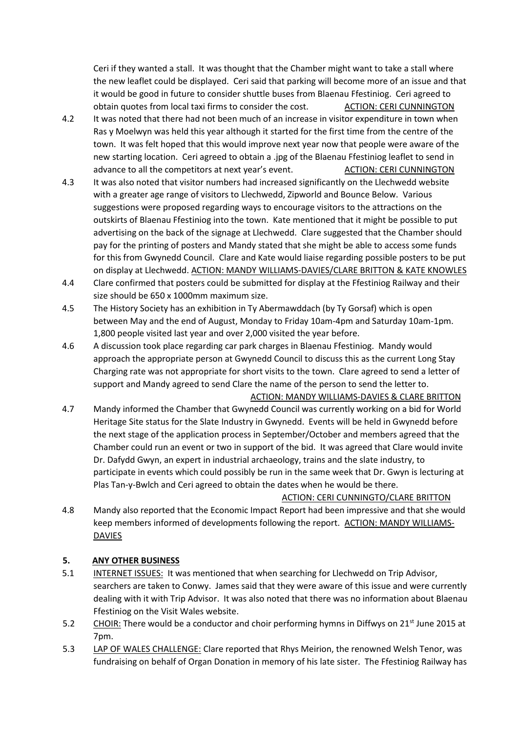Ceri if they wanted a stall. It was thought that the Chamber might want to take a stall where the new leaflet could be displayed. Ceri said that parking will become more of an issue and that it would be good in future to consider shuttle buses from Blaenau Ffestiniog. Ceri agreed to obtain quotes from local taxi firms to consider the cost. <u>ACTION: CERI CUNNINGTON</u>

4.2 It was noted that there had not been much of an increase in visitor expenditure in town when Ras y Moelwyn was held this year although it started for the first time from the centre of the town. It was felt hoped that this would improve next year now that people were aware of the new starting location. Ceri agreed to obtain a .jpg of the Blaenau Ffestiniog leaflet to send in advance to all the competitors at next year's event. <u>ACTION: CERI CUNNINGTON</u>

4.3 It was also noted that visitor numbers had increased significantly on the Llechwedd website with a greater age range of visitors to Llechwedd, Zipworld and Bounce Below. Various suggestions were proposed regarding ways to encourage visitors to the attractions on the outskirts of Blaenau Ffestiniog into the town. Kate mentioned that it might be possible to put advertising on the back of the signage at Llechwedd. Clare suggested that the Chamber should pay for the printing of posters and Mandy stated that she might be able to access some funds for this from Gwynedd Council. Clare and Kate would liaise regarding possible posters to be put on display at Llechwedd. <u>ACTION: MANDY WILLIAMS-DAVIES/CLARE BRITTON & KATE KNOWLES</u>

4.4 Clare confirmed that posters could be submitted for display at the Ffestiniog Railway and their size should be 650 x 1000mm maximum size.

4.5 The History Society has an exhibition in Ty Abermawddach (by Ty Gorsaf) which is open between May and the end of August, Monday to Friday 10am-4pm and Saturday 10am-1pm. 1,800 people visited last year and over 2,000 visited the year before.

4.6 A discussion took place regarding car park charges in Blaenau Ffestiniog. Mandy would approach the appropriate person at Gwynedd Council to discuss this as the current Long Stay Charging rate was not appropriate for short visits to the town. Clare agreed to send a letter of support and Mandy agreed to send Clare the name of the person to send the letter to.
<u>ACTION: MANDY WILLIAMS-DAVIES & CLARE BRITTON</u>

4.7 Mandy informed the Chamber that Gwynedd Council was currently working on a bid for World Heritage Site status for the Slate Industry in Gwynedd. Events will be held in Gwynedd before the next stage of the application process in September/October and members agreed that the Chamber could run an event or two in support of the bid. It was agreed that Clare would invite Dr. Dafydd Gwyn, an expert in industrial archaeology, trains and the slate industry, to participate in events which could possibly be run in the same week that Dr. Gwyn is lecturing at Plas Tan-y-Bwlch and Ceri agreed to obtain the dates when he would be there.
<u>ACTION: CERI CUNNINGTO/CLARE BRITTON</u>

4.8 Mandy also reported that the Economic Impact Report had been impressive and that she would keep members informed of developments following the report. <u>ACTION: MANDY WILLIAMS-DAVIES</u>

## 5. ANY OTHER BUSINESS

5.1 <u>INTERNET ISSUES:</u> It was mentioned that when searching for Llechwedd on Trip Advisor, searchers are taken to Conwy. James said that they were aware of this issue and were currently dealing with it with Trip Advisor. It was also noted that there was no information about Blaenau Ffestiniog on the Visit Wales website.

5.2 <u>CHOIR:</u> There would be a conductor and choir performing hymns in Diffwys on 21st June 2015 at 7pm.

5.3 <u>LAP OF WALES CHALLENGE:</u> Clare reported that Rhys Meirion, the renowned Welsh Tenor, was fundraising on behalf of Organ Donation in memory of his late sister. The Ffestiniog Railway has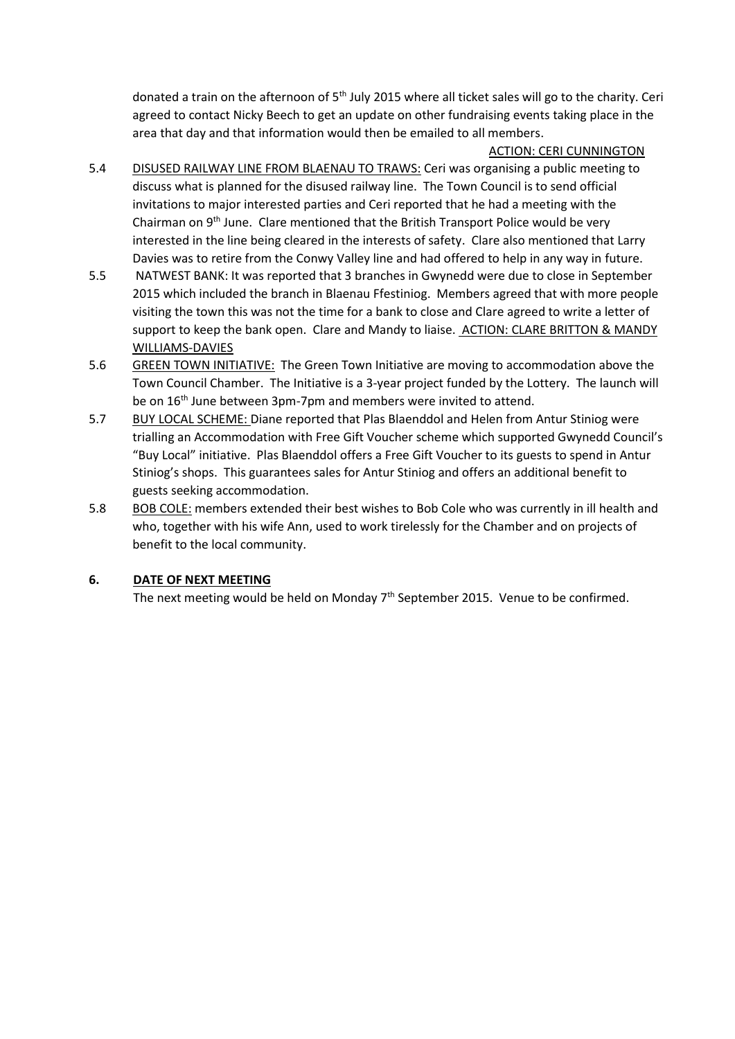donated a train on the afternoon of 5th July 2015 where all ticket sales will go to the charity. Ceri agreed to contact Nicky Beech to get an update on other fundraising events taking place in the area that day and that information would then be emailed to all members.

ACTION: CERI CUNNINGTON

5.4 DISUSED RAILWAY LINE FROM BLAENAU TO TRAWS: Ceri was organising a public meeting to discuss what is planned for the disused railway line. The Town Council is to send official invitations to major interested parties and Ceri reported that he had a meeting with the Chairman on 9th June. Clare mentioned that the British Transport Police would be very interested in the line being cleared in the interests of safety. Clare also mentioned that Larry Davies was to retire from the Conwy Valley line and had offered to help in any way in future.

5.5 NATWEST BANK: It was reported that 3 branches in Gwynedd were due to close in September 2015 which included the branch in Blaenau Ffestiniog. Members agreed that with more people visiting the town this was not the time for a bank to close and Clare agreed to write a letter of support to keep the bank open. Clare and Mandy to liaise. ACTION: CLARE BRITTON & MANDY WILLIAMS-DAVIES

5.6 GREEN TOWN INITIATIVE: The Green Town Initiative are moving to accommodation above the Town Council Chamber. The Initiative is a 3-year project funded by the Lottery. The launch will be on 16th June between 3pm-7pm and members were invited to attend.

5.7 BUY LOCAL SCHEME: Diane reported that Plas Blaenddol and Helen from Antur Stiniog were trialling an Accommodation with Free Gift Voucher scheme which supported Gwynedd Council's "Buy Local" initiative. Plas Blaenddol offers a Free Gift Voucher to its guests to spend in Antur Stiniog's shops. This guarantees sales for Antur Stiniog and offers an additional benefit to guests seeking accommodation.

5.8 BOB COLE: members extended their best wishes to Bob Cole who was currently in ill health and who, together with his wife Ann, used to work tirelessly for the Chamber and on projects of benefit to the local community.

## 6. DATE OF NEXT MEETING

The next meeting would be held on Monday 7th September 2015. Venue to be confirmed.